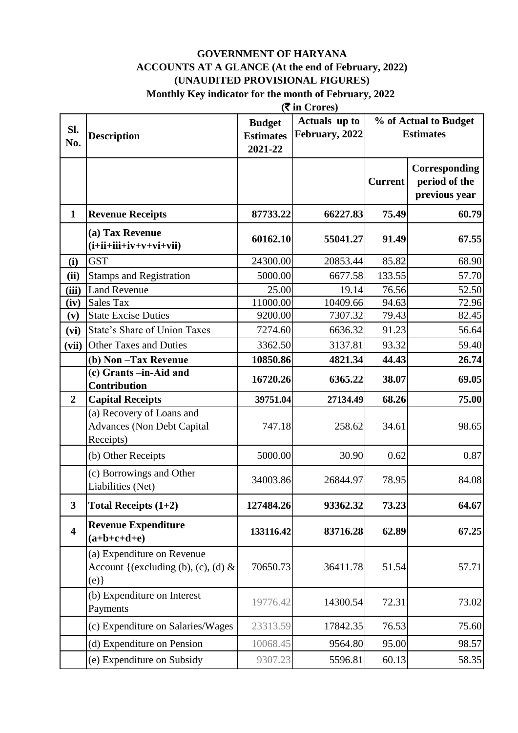# GOVERNMENT OF HARYANA

## ACCOUNTS AT A GLANCE (At the end of February, 2022)

## (UNAUDITED PROVISIONAL FIGURES)

### Monthly Key indicator for the month of February, 2022

**(₹ in Crores)**

| Sl. No. | Description | Budget Estimates 2021-22 | Actuals up to February, 2022 | % of Actual to Budget Estimates | |
|---|---|---|---|---|---|
| | | | | Current | Corresponding period of the previous year |
| **1** | **Revenue Receipts** | **87733.22** | **66227.83** | **75.49** | **60.79** |
| | **(a) Tax Revenue (i+ii+iii+iv+v+vi+vii)** | **60162.10** | **55041.27** | **91.49** | **67.55** |
| **(i)** | GST | 24300.00 | 20853.44 | 85.82 | 68.90 |
| **(ii)** | Stamps and Registration | 5000.00 | 6677.58 | 133.55 | 57.70 |
| **(iii)** | Land Revenue | 25.00 | 19.14 | 76.56 | 52.50 |
| **(iv)** | Sales Tax | 11000.00 | 10409.66 | 94.63 | 72.96 |
| **(v)** | State Excise Duties | 9200.00 | 7307.32 | 79.43 | 82.45 |
| **(vi)** | State's Share of Union Taxes | 7274.60 | 6636.32 | 91.23 | 56.64 |
| **(vii)** | Other Taxes and Duties | 3362.50 | 3137.81 | 93.32 | 59.40 |
| | **(b) Non –Tax Revenue** | **10850.86** | **4821.34** | **44.43** | **26.74** |
| | **(c) Grants –in-Aid and Contribution** | **16720.26** | **6365.22** | **38.07** | **69.05** |
| **2** | **Capital Receipts** | **39751.04** | **27134.49** | **68.26** | **75.00** |
| | (a) Recovery of Loans and Advances (Non Debt Capital Receipts) | 747.18 | 258.62 | 34.61 | 98.65 |
| | (b) Other Receipts | 5000.00 | 30.90 | 0.62 | 0.87 |
| | (c) Borrowings and Other Liabilities (Net) | 34003.86 | 26844.97 | 78.95 | 84.08 |
| **3** | **Total Receipts (1+2)** | **127484.26** | **93362.32** | **73.23** | **64.67** |
| **4** | **Revenue Expenditure (a+b+c+d+e)** | **133116.42** | **83716.28** | **62.89** | **67.25** |
| | (a) Expenditure on Revenue Account {(excluding (b), (c), (d) & (e)} | 70650.73 | 36411.78 | 51.54 | 57.71 |
| | (b) Expenditure on Interest Payments | 19776.42 | 14300.54 | 72.31 | 73.02 |
| | (c) Expenditure on Salaries/Wages | 23313.59 | 17842.35 | 76.53 | 75.60 |
| | (d) Expenditure on Pension | 10068.45 | 9564.80 | 95.00 | 98.57 |
| | (e) Expenditure on Subsidy | 9307.23 | 5596.81 | 60.13 | 58.35 |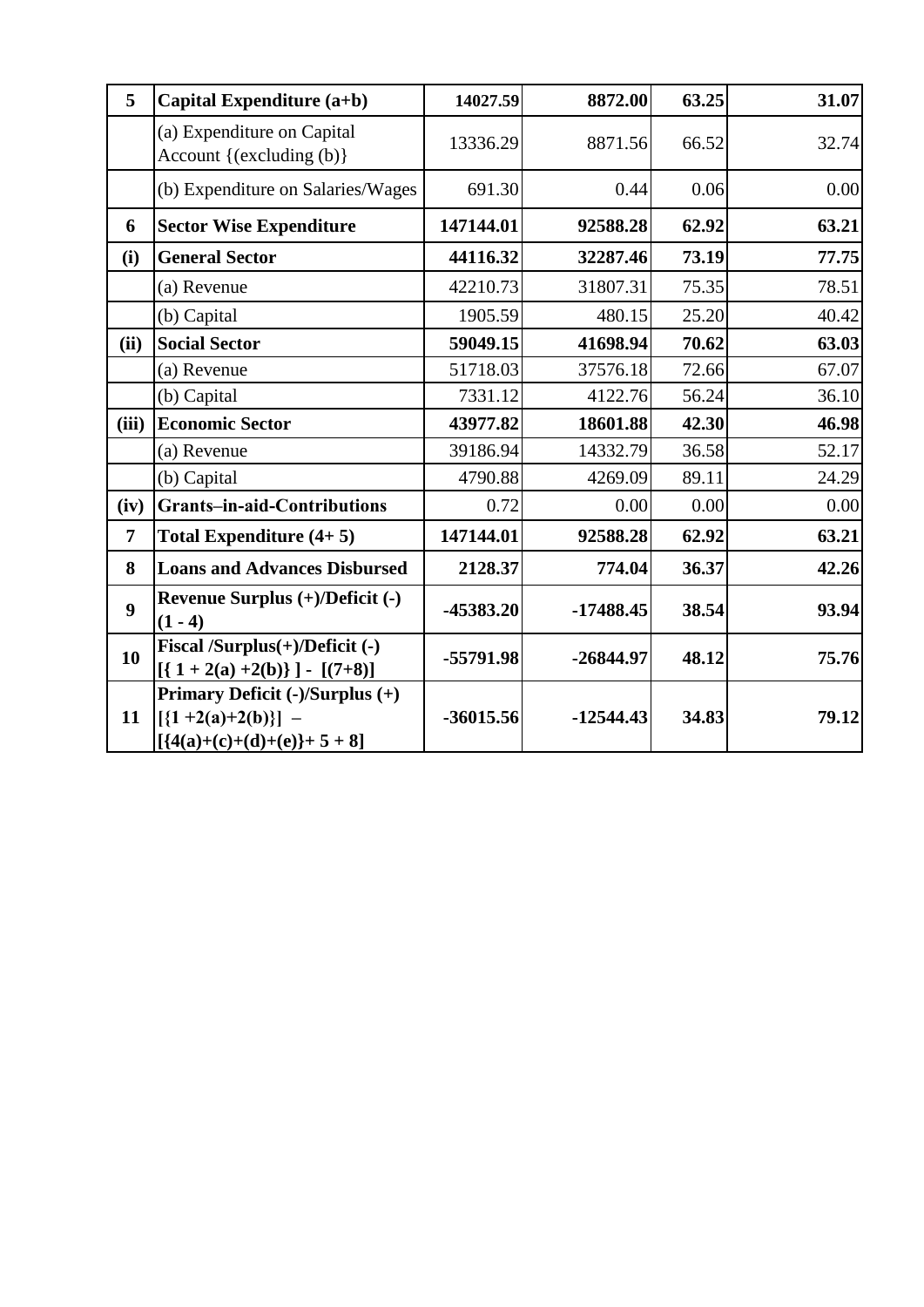| 5 | **Capital Expenditure (a+b)** | **14027.59** | **8872.00** | **63.25** | **31.07** |
|---|---|---|---|---|---|
| | (a) Expenditure on Capital Account {(excluding (b)} | 13336.29 | 8871.56 | 66.52 | 32.74 |
| | (b) Expenditure on Salaries/Wages | 691.30 | 0.44 | 0.06 | 0.00 |
| **6** | **Sector Wise Expenditure** | **147144.01** | **92588.28** | **62.92** | **63.21** |
| **(i)** | **General Sector** | **44116.32** | **32287.46** | **73.19** | **77.75** |
| | (a) Revenue | 42210.73 | 31807.31 | 75.35 | 78.51 |
| | (b) Capital | 1905.59 | 480.15 | 25.20 | 40.42 |
| **(ii)** | **Social Sector** | **59049.15** | **41698.94** | **70.62** | **63.03** |
| | (a) Revenue | 51718.03 | 37576.18 | 72.66 | 67.07 |
| | (b) Capital | 7331.12 | 4122.76 | 56.24 | 36.10 |
| **(iii)** | **Economic Sector** | **43977.82** | **18601.88** | **42.30** | **46.98** |
| | (a) Revenue | 39186.94 | 14332.79 | 36.58 | 52.17 |
| | (b) Capital | 4790.88 | 4269.09 | 89.11 | 24.29 |
| **(iv)** | **Grants–in-aid-Contributions** | 0.72 | 0.00 | 0.00 | 0.00 |
| **7** | **Total Expenditure (4+ 5)** | **147144.01** | **92588.28** | **62.92** | **63.21** |
| **8** | **Loans and Advances Disbursed** | **2128.37** | **774.04** | **36.37** | **42.26** |
| **9** | **Revenue Surplus (+)/Deficit (-) (1 - 4)** | **-45383.20** | **-17488.45** | **38.54** | **93.94** |
| **10** | **Fiscal /Surplus(+)/Deficit (-) [{ 1 + 2(a) +2(b)} ] - [(7+8)]** | **-55791.98** | **-26844.97** | **48.12** | **75.76** |
| **11** | **Primary Deficit (-)/Surplus (+) [{1 +2(a)+2(b)}] – [{4(a)+(c)+(d)+(e)}+ 5 + 8]** | **-36015.56** | **-12544.43** | **34.83** | **79.12** |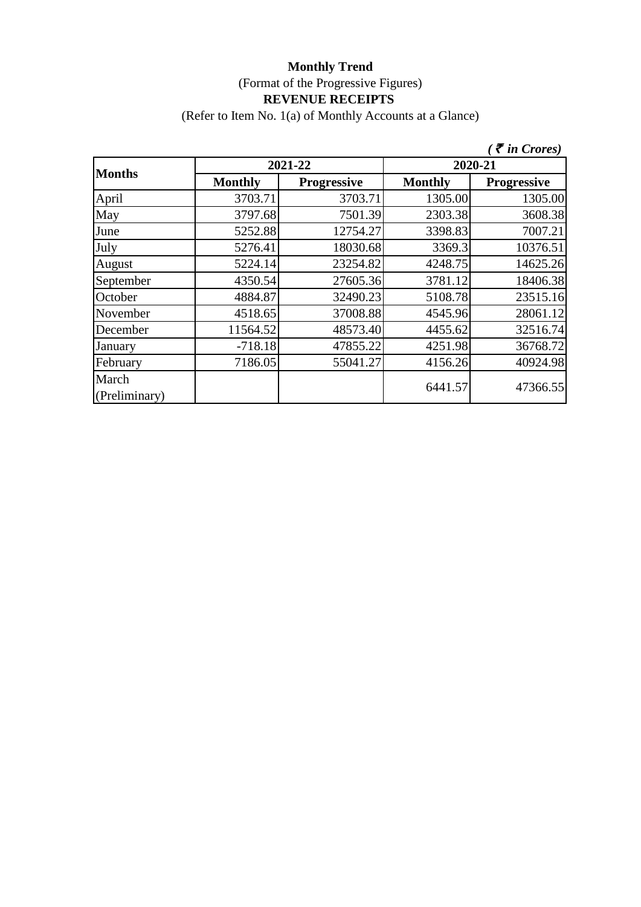**Monthly Trend**

(Format of the Progressive Figures)

**REVENUE RECEIPTS**

(Refer to Item No. 1(a) of Monthly Accounts at a Glance)

*( ₹ in Crores)*

| Months | 2021-22 | | 2020-21 | |
|---|---|---|---|---|
| | **Monthly** | **Progressive** | **Monthly** | **Progressive** |
| April | 3703.71 | 3703.71 | 1305.00 | 1305.00 |
| May | 3797.68 | 7501.39 | 2303.38 | 3608.38 |
| June | 5252.88 | 12754.27 | 3398.83 | 7007.21 |
| July | 5276.41 | 18030.68 | 3369.3 | 10376.51 |
| August | 5224.14 | 23254.82 | 4248.75 | 14625.26 |
| September | 4350.54 | 27605.36 | 3781.12 | 18406.38 |
| October | 4884.87 | 32490.23 | 5108.78 | 23515.16 |
| November | 4518.65 | 37008.88 | 4545.96 | 28061.12 |
| December | 11564.52 | 48573.40 | 4455.62 | 32516.74 |
| January | -718.18 | 47855.22 | 4251.98 | 36768.72 |
| February | 7186.05 | 55041.27 | 4156.26 | 40924.98 |
| March (Preliminary) | | | 6441.57 | 47366.55 |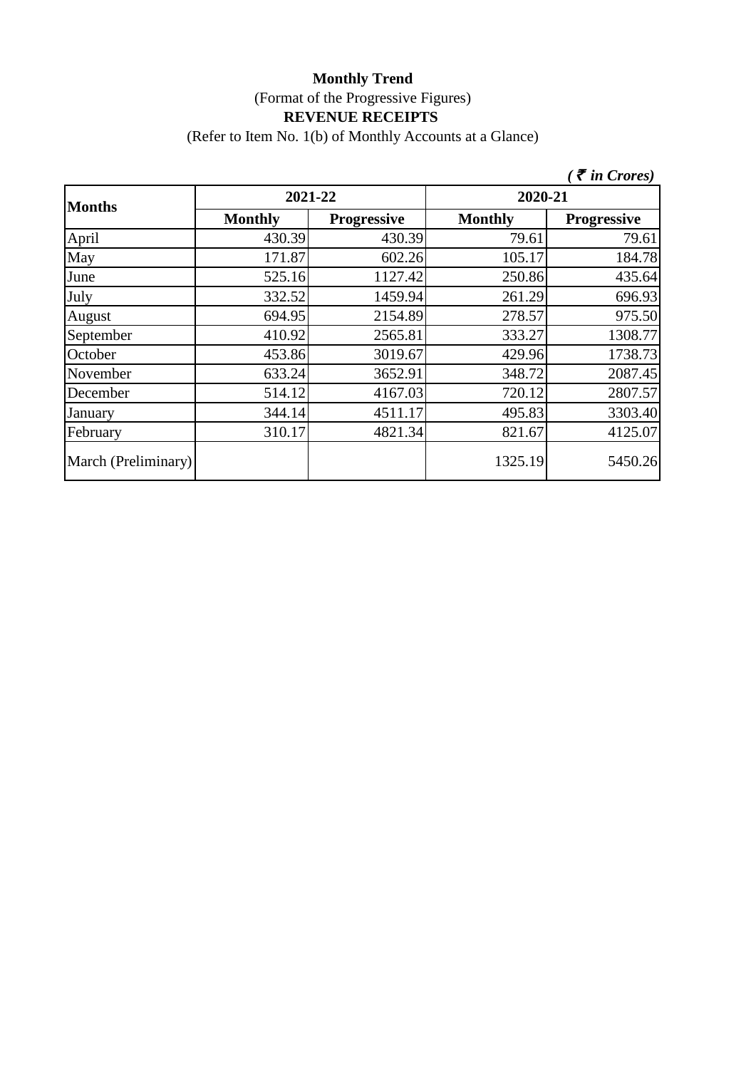**Monthly Trend**

(Format of the Progressive Figures)

**REVENUE RECEIPTS**

(Refer to Item No. 1(b) of Monthly Accounts at a Glance)

*( ₹ in Crores)*

| Months | 2021-22 | | 2020-21 | |
|---|---|---|---|---|
| | Monthly | Progressive | Monthly | Progressive |
| April | 430.39 | 430.39 | 79.61 | 79.61 |
| May | 171.87 | 602.26 | 105.17 | 184.78 |
| June | 525.16 | 1127.42 | 250.86 | 435.64 |
| July | 332.52 | 1459.94 | 261.29 | 696.93 |
| August | 694.95 | 2154.89 | 278.57 | 975.50 |
| September | 410.92 | 2565.81 | 333.27 | 1308.77 |
| October | 453.86 | 3019.67 | 429.96 | 1738.73 |
| November | 633.24 | 3652.91 | 348.72 | 2087.45 |
| December | 514.12 | 4167.03 | 720.12 | 2807.57 |
| January | 344.14 | 4511.17 | 495.83 | 3303.40 |
| February | 310.17 | 4821.34 | 821.67 | 4125.07 |
| March (Preliminary) | | | 1325.19 | 5450.26 |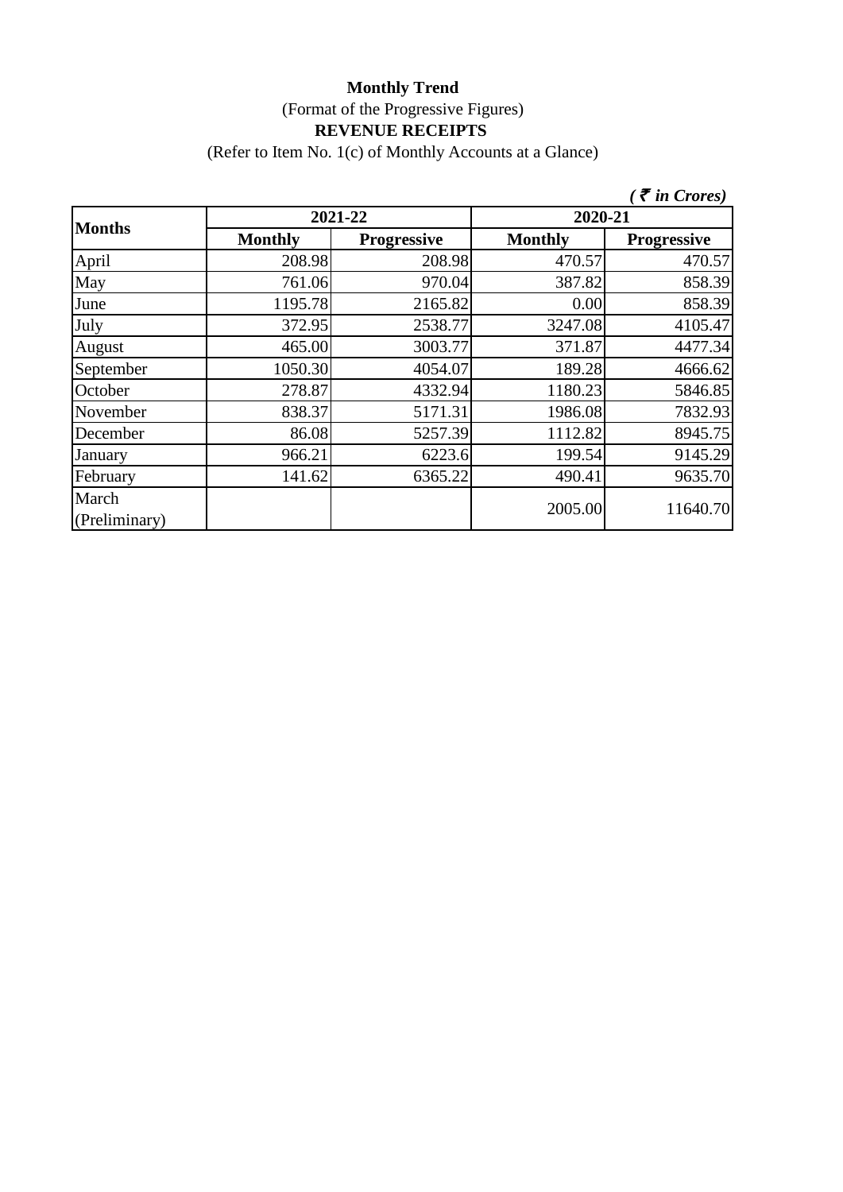**Monthly Trend**

(Format of the Progressive Figures)

**REVENUE RECEIPTS**

(Refer to Item No. 1(c) of Monthly Accounts at a Glance)

*( ₹ in Crores)*

| Months | 2021-22 | | 2020-21 | |
|---|---|---|---|---|
| | Monthly | Progressive | Monthly | Progressive |
| April | 208.98 | 208.98 | 470.57 | 470.57 |
| May | 761.06 | 970.04 | 387.82 | 858.39 |
| June | 1195.78 | 2165.82 | 0.00 | 858.39 |
| July | 372.95 | 2538.77 | 3247.08 | 4105.47 |
| August | 465.00 | 3003.77 | 371.87 | 4477.34 |
| September | 1050.30 | 4054.07 | 189.28 | 4666.62 |
| October | 278.87 | 4332.94 | 1180.23 | 5846.85 |
| November | 838.37 | 5171.31 | 1986.08 | 7832.93 |
| December | 86.08 | 5257.39 | 1112.82 | 8945.75 |
| January | 966.21 | 6223.6 | 199.54 | 9145.29 |
| February | 141.62 | 6365.22 | 490.41 | 9635.70 |
| March (Preliminary) | | | 2005.00 | 11640.70 |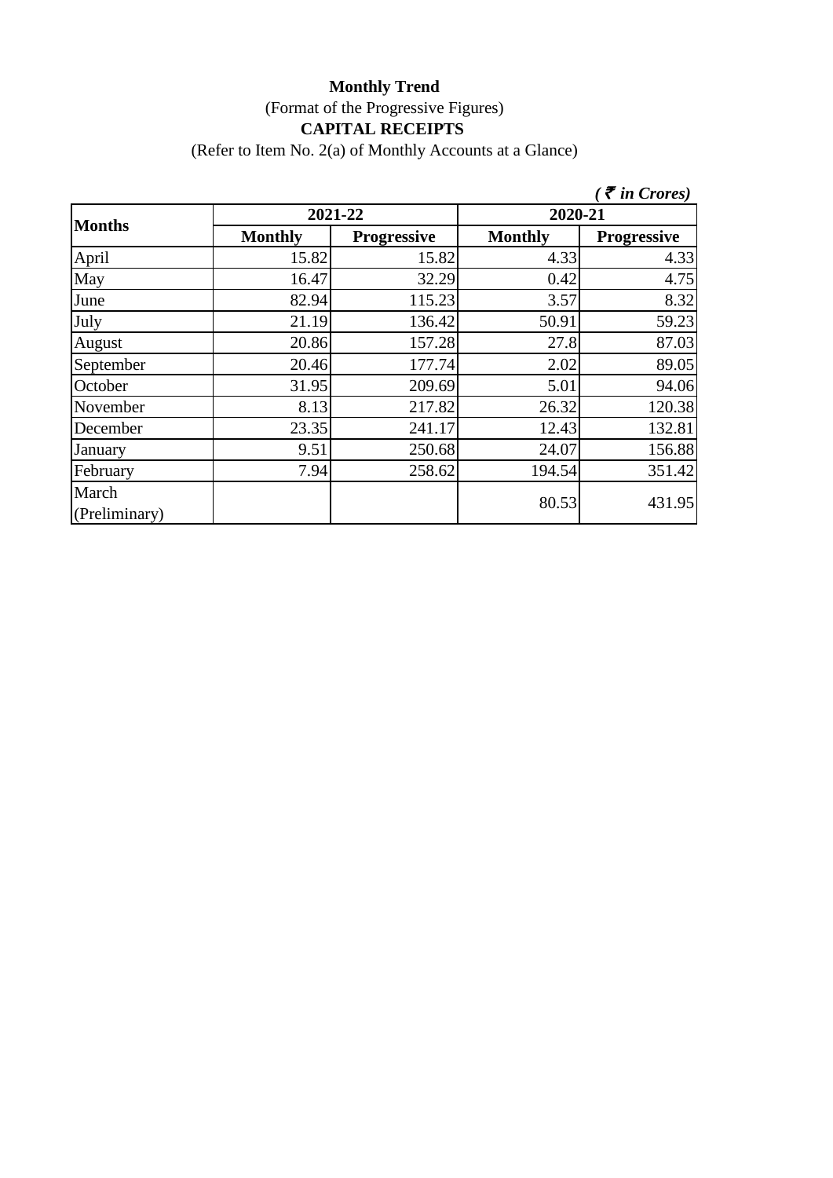**Monthly Trend**

(Format of the Progressive Figures)

**CAPITAL RECEIPTS**

(Refer to Item No. 2(a) of Monthly Accounts at a Glance)

*( ₹ in Crores)*

| Months | 2021-22 | | 2020-21 | |
|---|---|---|---|---|
| | Monthly | Progressive | Monthly | Progressive |
| April | 15.82 | 15.82 | 4.33 | 4.33 |
| May | 16.47 | 32.29 | 0.42 | 4.75 |
| June | 82.94 | 115.23 | 3.57 | 8.32 |
| July | 21.19 | 136.42 | 50.91 | 59.23 |
| August | 20.86 | 157.28 | 27.8 | 87.03 |
| September | 20.46 | 177.74 | 2.02 | 89.05 |
| October | 31.95 | 209.69 | 5.01 | 94.06 |
| November | 8.13 | 217.82 | 26.32 | 120.38 |
| December | 23.35 | 241.17 | 12.43 | 132.81 |
| January | 9.51 | 250.68 | 24.07 | 156.88 |
| February | 7.94 | 258.62 | 194.54 | 351.42 |
| March (Preliminary) | | | 80.53 | 431.95 |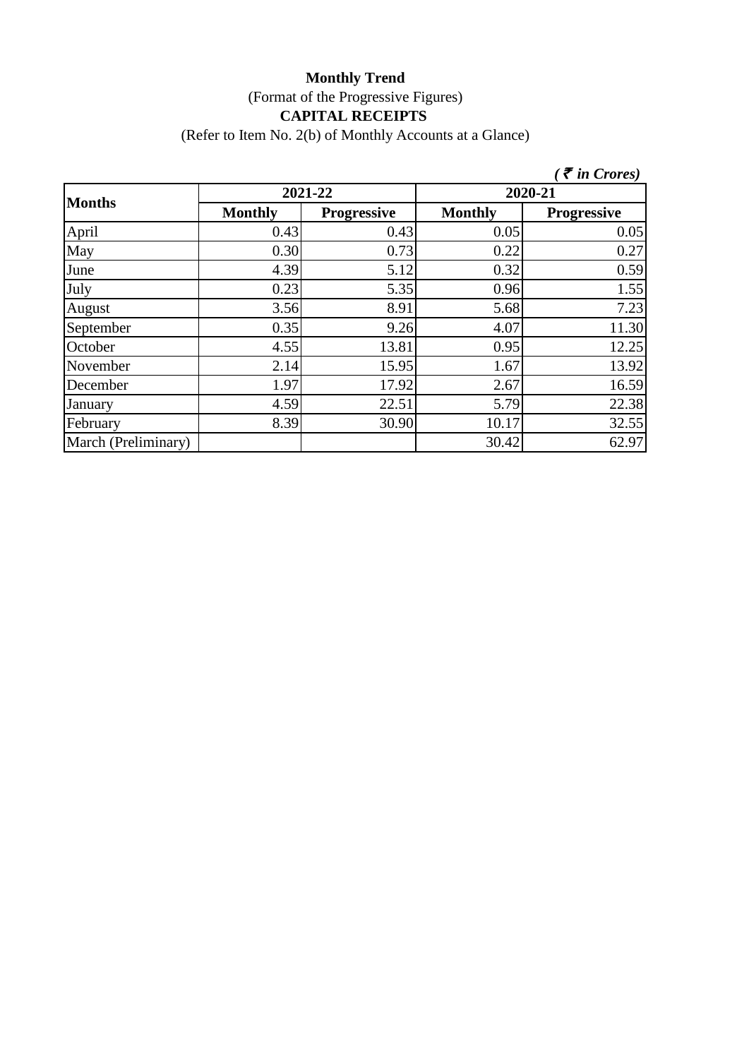**Monthly Trend**

(Format of the Progressive Figures)

**CAPITAL RECEIPTS**

(Refer to Item No. 2(b) of Monthly Accounts at a Glance)

*( ₹ in Crores)*

| Months | 2021-22 | | 2020-21 | |
|---|---|---|---|---|
| | Monthly | Progressive | Monthly | Progressive |
| April | 0.43 | 0.43 | 0.05 | 0.05 |
| May | 0.30 | 0.73 | 0.22 | 0.27 |
| June | 4.39 | 5.12 | 0.32 | 0.59 |
| July | 0.23 | 5.35 | 0.96 | 1.55 |
| August | 3.56 | 8.91 | 5.68 | 7.23 |
| September | 0.35 | 9.26 | 4.07 | 11.30 |
| October | 4.55 | 13.81 | 0.95 | 12.25 |
| November | 2.14 | 15.95 | 1.67 | 13.92 |
| December | 1.97 | 17.92 | 2.67 | 16.59 |
| January | 4.59 | 22.51 | 5.79 | 22.38 |
| February | 8.39 | 30.90 | 10.17 | 32.55 |
| March (Preliminary) | | | 30.42 | 62.97 |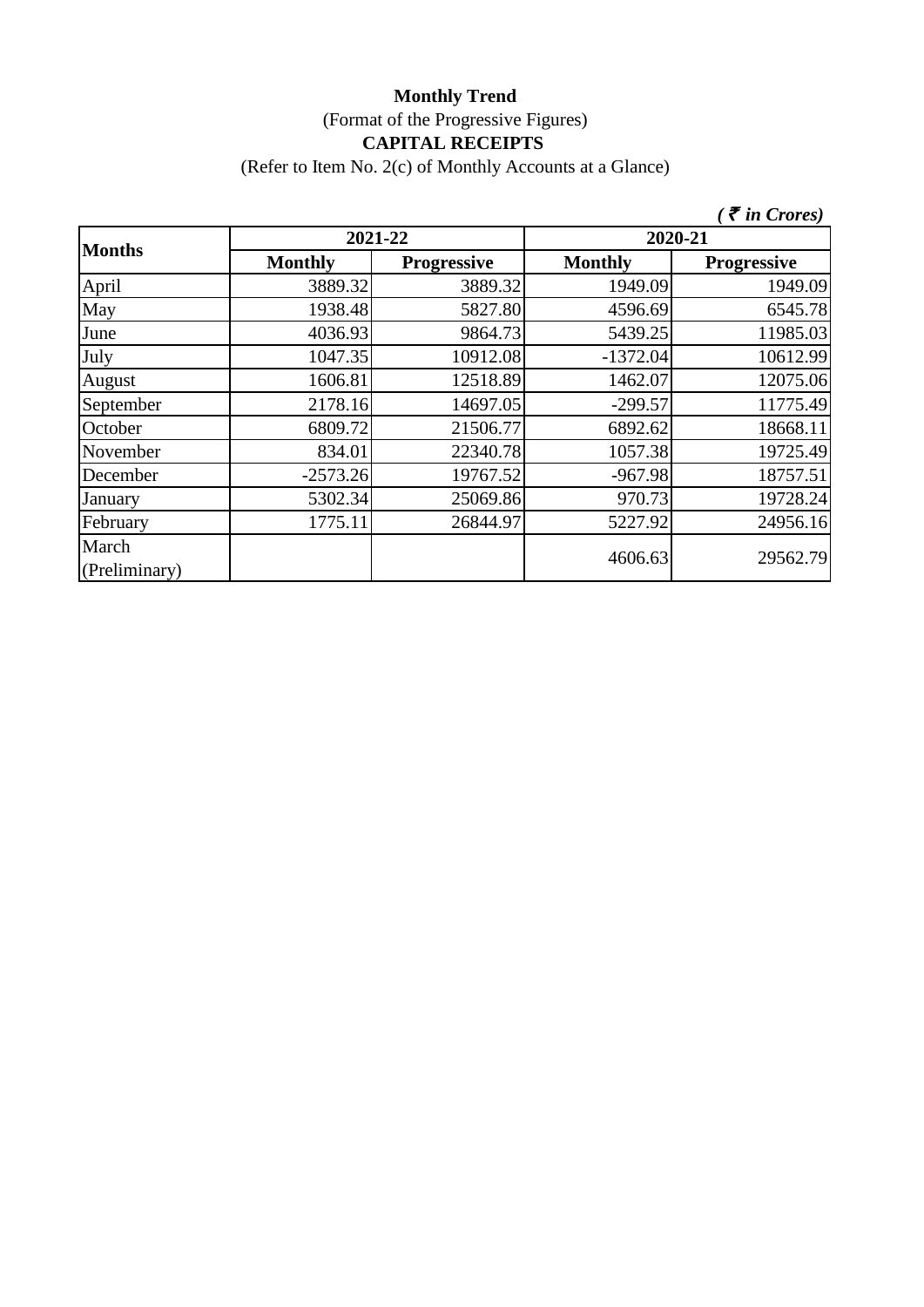**Monthly Trend**

(Format of the Progressive Figures)

**CAPITAL RECEIPTS**

(Refer to Item No. 2(c) of Monthly Accounts at a Glance)

*( ₹ in Crores)*

| Months | 2021-22 | | 2020-21 | |
|---|---|---|---|---|
| | Monthly | Progressive | Monthly | Progressive |
| April | 3889.32 | 3889.32 | 1949.09 | 1949.09 |
| May | 1938.48 | 5827.80 | 4596.69 | 6545.78 |
| June | 4036.93 | 9864.73 | 5439.25 | 11985.03 |
| July | 1047.35 | 10912.08 | -1372.04 | 10612.99 |
| August | 1606.81 | 12518.89 | 1462.07 | 12075.06 |
| September | 2178.16 | 14697.05 | -299.57 | 11775.49 |
| October | 6809.72 | 21506.77 | 6892.62 | 18668.11 |
| November | 834.01 | 22340.78 | 1057.38 | 19725.49 |
| December | -2573.26 | 19767.52 | -967.98 | 18757.51 |
| January | 5302.34 | 25069.86 | 970.73 | 19728.24 |
| February | 1775.11 | 26844.97 | 5227.92 | 24956.16 |
| March (Preliminary) | | | 4606.63 | 29562.79 |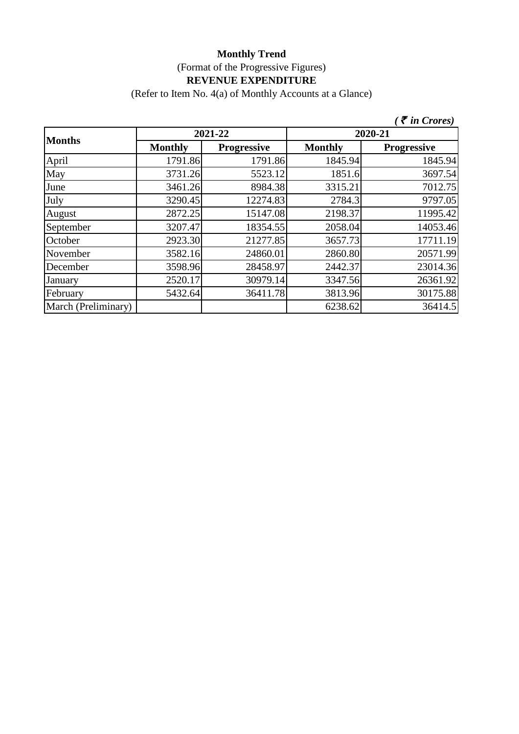**Monthly Trend**

(Format of the Progressive Figures)

**REVENUE EXPENDITURE**

(Refer to Item No. 4(a) of Monthly Accounts at a Glance)

*( ₹ in Crores)*

| Months | 2021-22 | | 2020-21 | |
|---|---|---|---|---|
| | Monthly | Progressive | Monthly | Progressive |
| April | 1791.86 | 1791.86 | 1845.94 | 1845.94 |
| May | 3731.26 | 5523.12 | 1851.6 | 3697.54 |
| June | 3461.26 | 8984.38 | 3315.21 | 7012.75 |
| July | 3290.45 | 12274.83 | 2784.3 | 9797.05 |
| August | 2872.25 | 15147.08 | 2198.37 | 11995.42 |
| September | 3207.47 | 18354.55 | 2058.04 | 14053.46 |
| October | 2923.30 | 21277.85 | 3657.73 | 17711.19 |
| November | 3582.16 | 24860.01 | 2860.80 | 20571.99 |
| December | 3598.96 | 28458.97 | 2442.37 | 23014.36 |
| January | 2520.17 | 30979.14 | 3347.56 | 26361.92 |
| February | 5432.64 | 36411.78 | 3813.96 | 30175.88 |
| March (Preliminary) | | | 6238.62 | 36414.5 |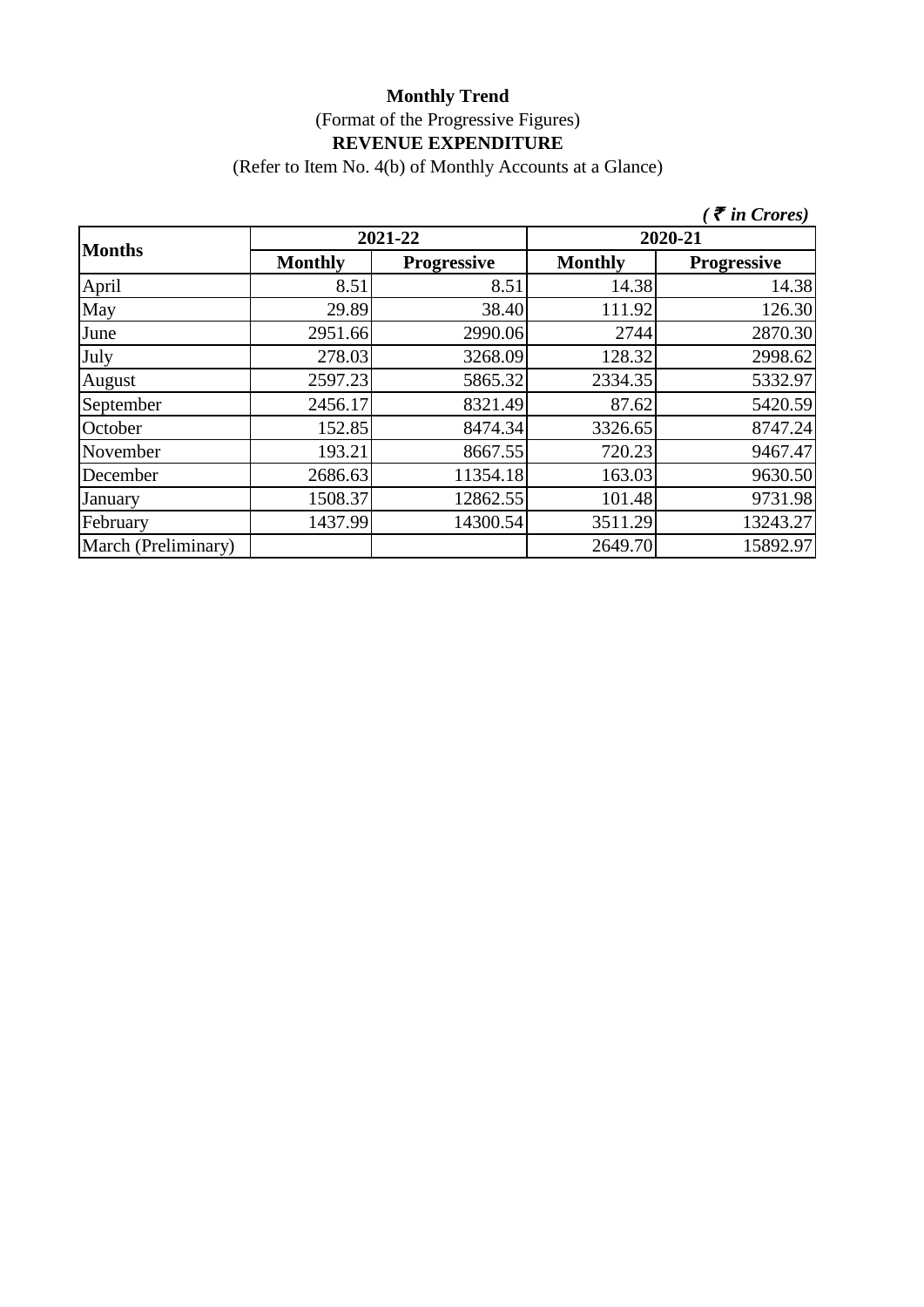**Monthly Trend**

(Format of the Progressive Figures)

**REVENUE EXPENDITURE**

(Refer to Item No. 4(b) of Monthly Accounts at a Glance)

*( ₹ in Crores)*

| Months | 2021-22 | | 2020-21 | |
|---|---|---|---|---|
| | Monthly | Progressive | Monthly | Progressive |
| April | 8.51 | 8.51 | 14.38 | 14.38 |
| May | 29.89 | 38.40 | 111.92 | 126.30 |
| June | 2951.66 | 2990.06 | 2744 | 2870.30 |
| July | 278.03 | 3268.09 | 128.32 | 2998.62 |
| August | 2597.23 | 5865.32 | 2334.35 | 5332.97 |
| September | 2456.17 | 8321.49 | 87.62 | 5420.59 |
| October | 152.85 | 8474.34 | 3326.65 | 8747.24 |
| November | 193.21 | 8667.55 | 720.23 | 9467.47 |
| December | 2686.63 | 11354.18 | 163.03 | 9630.50 |
| January | 1508.37 | 12862.55 | 101.48 | 9731.98 |
| February | 1437.99 | 14300.54 | 3511.29 | 13243.27 |
| March (Preliminary) | | | 2649.70 | 15892.97 |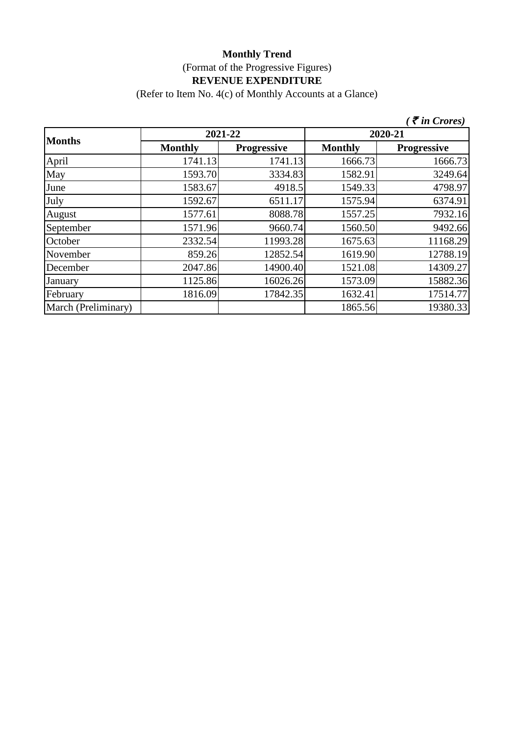**Monthly Trend**

(Format of the Progressive Figures)

**REVENUE EXPENDITURE**

(Refer to Item No. 4(c) of Monthly Accounts at a Glance)

*( ₹ in Crores)*

| Months | 2021-22 | | 2020-21 | |
|---|---|---|---|---|
| | Monthly | Progressive | Monthly | Progressive |
| April | 1741.13 | 1741.13 | 1666.73 | 1666.73 |
| May | 1593.70 | 3334.83 | 1582.91 | 3249.64 |
| June | 1583.67 | 4918.5 | 1549.33 | 4798.97 |
| July | 1592.67 | 6511.17 | 1575.94 | 6374.91 |
| August | 1577.61 | 8088.78 | 1557.25 | 7932.16 |
| September | 1571.96 | 9660.74 | 1560.50 | 9492.66 |
| October | 2332.54 | 11993.28 | 1675.63 | 11168.29 |
| November | 859.26 | 12852.54 | 1619.90 | 12788.19 |
| December | 2047.86 | 14900.40 | 1521.08 | 14309.27 |
| January | 1125.86 | 16026.26 | 1573.09 | 15882.36 |
| February | 1816.09 | 17842.35 | 1632.41 | 17514.77 |
| March (Preliminary) | | | 1865.56 | 19380.33 |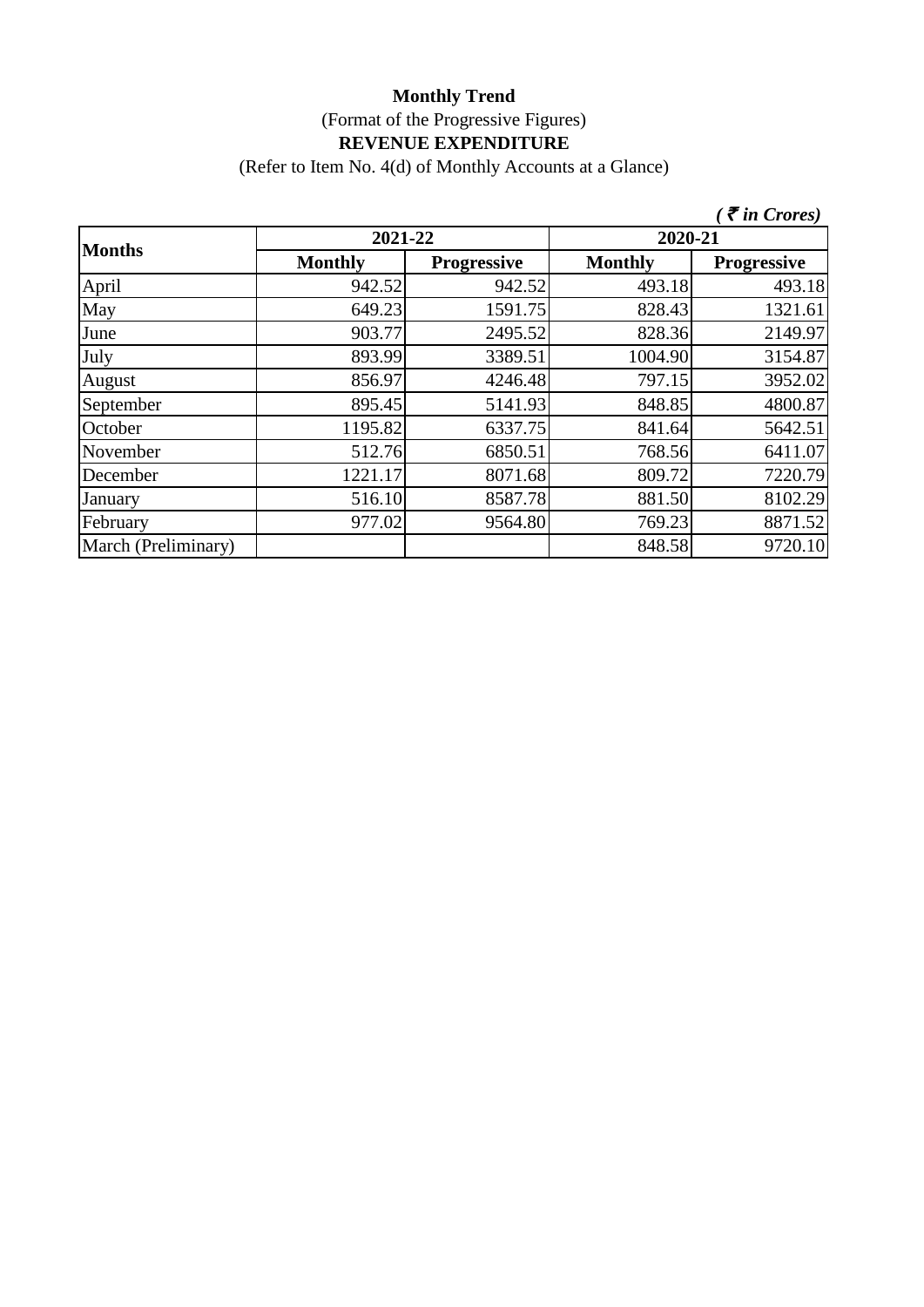**Monthly Trend**

(Format of the Progressive Figures)

**REVENUE EXPENDITURE**

(Refer to Item No. 4(d) of Monthly Accounts at a Glance)

*( ₹ in Crores)*

| Months | 2021-22 | | 2020-21 | |
|---|---|---|---|---|
| | Monthly | Progressive | Monthly | Progressive |
| April | 942.52 | 942.52 | 493.18 | 493.18 |
| May | 649.23 | 1591.75 | 828.43 | 1321.61 |
| June | 903.77 | 2495.52 | 828.36 | 2149.97 |
| July | 893.99 | 3389.51 | 1004.90 | 3154.87 |
| August | 856.97 | 4246.48 | 797.15 | 3952.02 |
| September | 895.45 | 5141.93 | 848.85 | 4800.87 |
| October | 1195.82 | 6337.75 | 841.64 | 5642.51 |
| November | 512.76 | 6850.51 | 768.56 | 6411.07 |
| December | 1221.17 | 8071.68 | 809.72 | 7220.79 |
| January | 516.10 | 8587.78 | 881.50 | 8102.29 |
| February | 977.02 | 9564.80 | 769.23 | 8871.52 |
| March (Preliminary) | | | 848.58 | 9720.10 |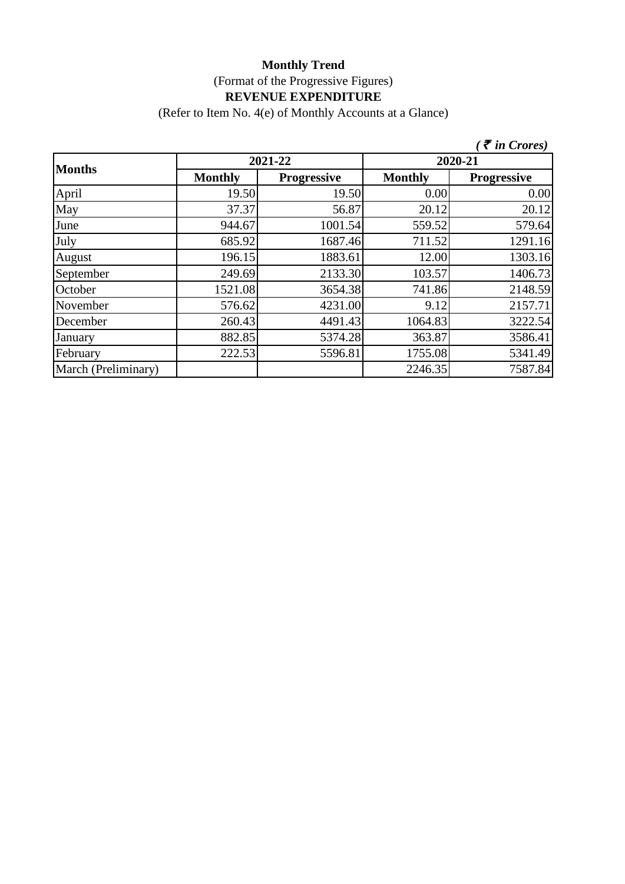**Monthly Trend**

(Format of the Progressive Figures)

**REVENUE EXPENDITURE**

(Refer to Item No. 4(e) of Monthly Accounts at a Glance)

***( ₹ in Crores)***

| Months | 2021-22 | | 2020-21 | |
|---|---|---|---|---|
| | Monthly | Progressive | Monthly | Progressive |
| April | 19.50 | 19.50 | 0.00 | 0.00 |
| May | 37.37 | 56.87 | 20.12 | 20.12 |
| June | 944.67 | 1001.54 | 559.52 | 579.64 |
| July | 685.92 | 1687.46 | 711.52 | 1291.16 |
| August | 196.15 | 1883.61 | 12.00 | 1303.16 |
| September | 249.69 | 2133.30 | 103.57 | 1406.73 |
| October | 1521.08 | 3654.38 | 741.86 | 2148.59 |
| November | 576.62 | 4231.00 | 9.12 | 2157.71 |
| December | 260.43 | 4491.43 | 1064.83 | 3222.54 |
| January | 882.85 | 5374.28 | 363.87 | 3586.41 |
| February | 222.53 | 5596.81 | 1755.08 | 5341.49 |
| March (Preliminary) | | | 2246.35 | 7587.84 |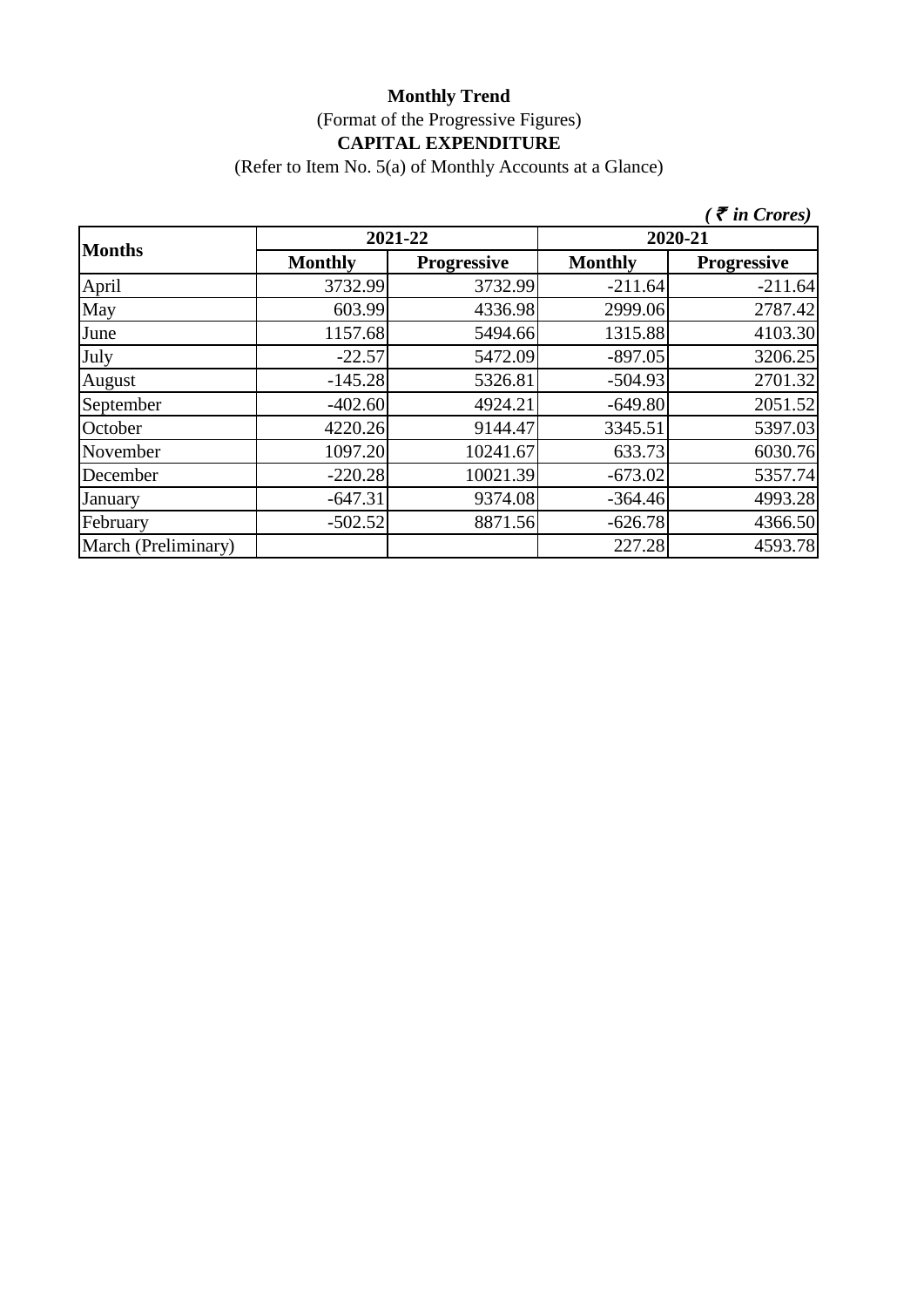**Monthly Trend**

(Format of the Progressive Figures)

**CAPITAL EXPENDITURE**

(Refer to Item No. 5(a) of Monthly Accounts at a Glance)

*( ₹ in Crores)*

| Months | 2021-22 | | 2020-21 | |
|---|---|---|---|---|
| | **Monthly** | **Progressive** | **Monthly** | **Progressive** |
| April | 3732.99 | 3732.99 | -211.64 | -211.64 |
| May | 603.99 | 4336.98 | 2999.06 | 2787.42 |
| June | 1157.68 | 5494.66 | 1315.88 | 4103.30 |
| July | -22.57 | 5472.09 | -897.05 | 3206.25 |
| August | -145.28 | 5326.81 | -504.93 | 2701.32 |
| September | -402.60 | 4924.21 | -649.80 | 2051.52 |
| October | 4220.26 | 9144.47 | 3345.51 | 5397.03 |
| November | 1097.20 | 10241.67 | 633.73 | 6030.76 |
| December | -220.28 | 10021.39 | -673.02 | 5357.74 |
| January | -647.31 | 9374.08 | -364.46 | 4993.28 |
| February | -502.52 | 8871.56 | -626.78 | 4366.50 |
| March (Preliminary) | | | 227.28 | 4593.78 |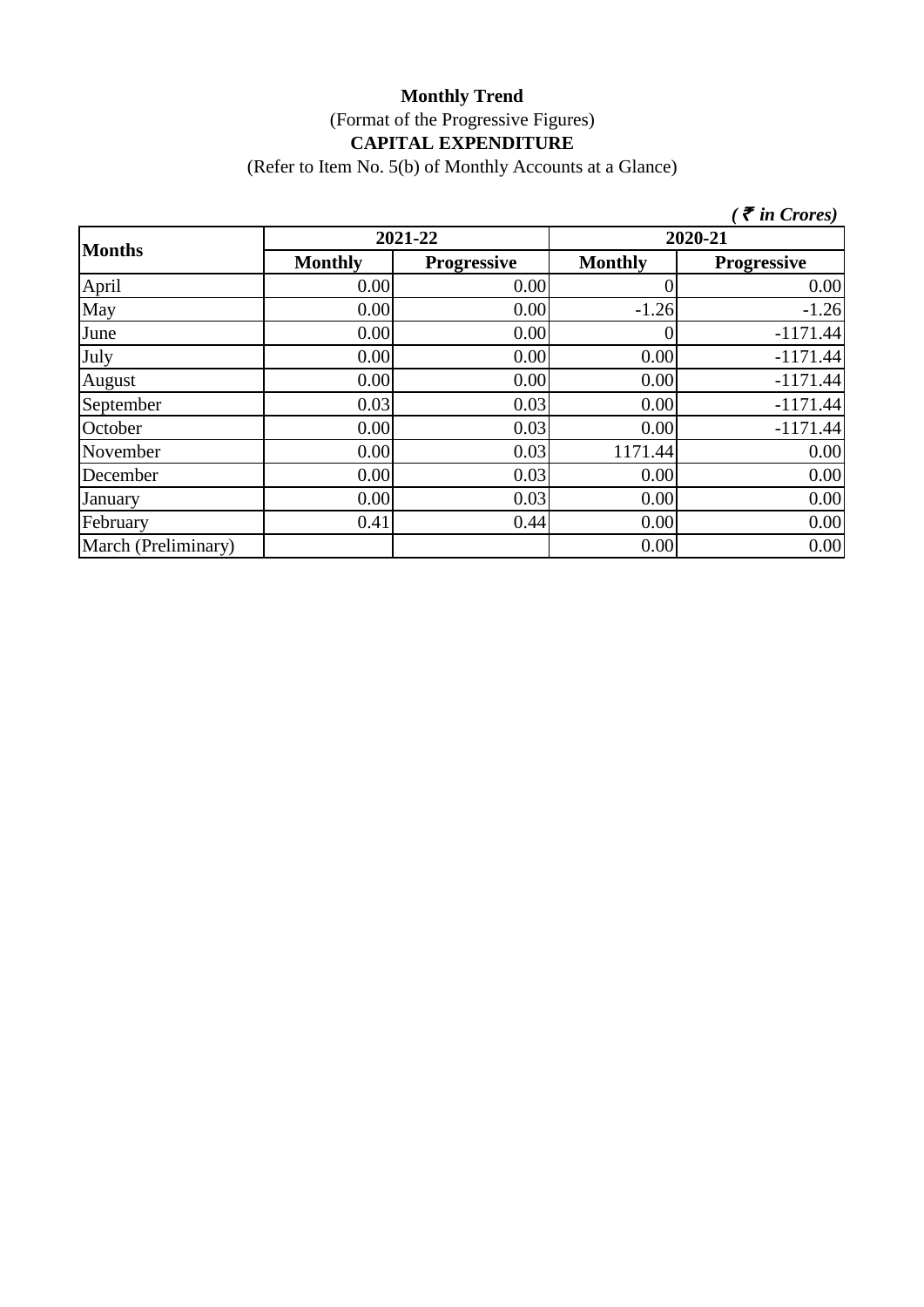**Monthly Trend**

(Format of the Progressive Figures)

**CAPITAL EXPENDITURE**

(Refer to Item No. 5(b) of Monthly Accounts at a Glance)

***( ₹ in Crores)***

| Months | 2021-22 | | 2020-21 | |
|---|---|---|---|---|
| | **Monthly** | **Progressive** | **Monthly** | **Progressive** |
| April | 0.00 | 0.00 | 0 | 0.00 |
| May | 0.00 | 0.00 | -1.26 | -1.26 |
| June | 0.00 | 0.00 | 0 | -1171.44 |
| July | 0.00 | 0.00 | 0.00 | -1171.44 |
| August | 0.00 | 0.00 | 0.00 | -1171.44 |
| September | 0.03 | 0.03 | 0.00 | -1171.44 |
| October | 0.00 | 0.03 | 0.00 | -1171.44 |
| November | 0.00 | 0.03 | 1171.44 | 0.00 |
| December | 0.00 | 0.03 | 0.00 | 0.00 |
| January | 0.00 | 0.03 | 0.00 | 0.00 |
| February | 0.41 | 0.44 | 0.00 | 0.00 |
| March (Preliminary) | | | 0.00 | 0.00 |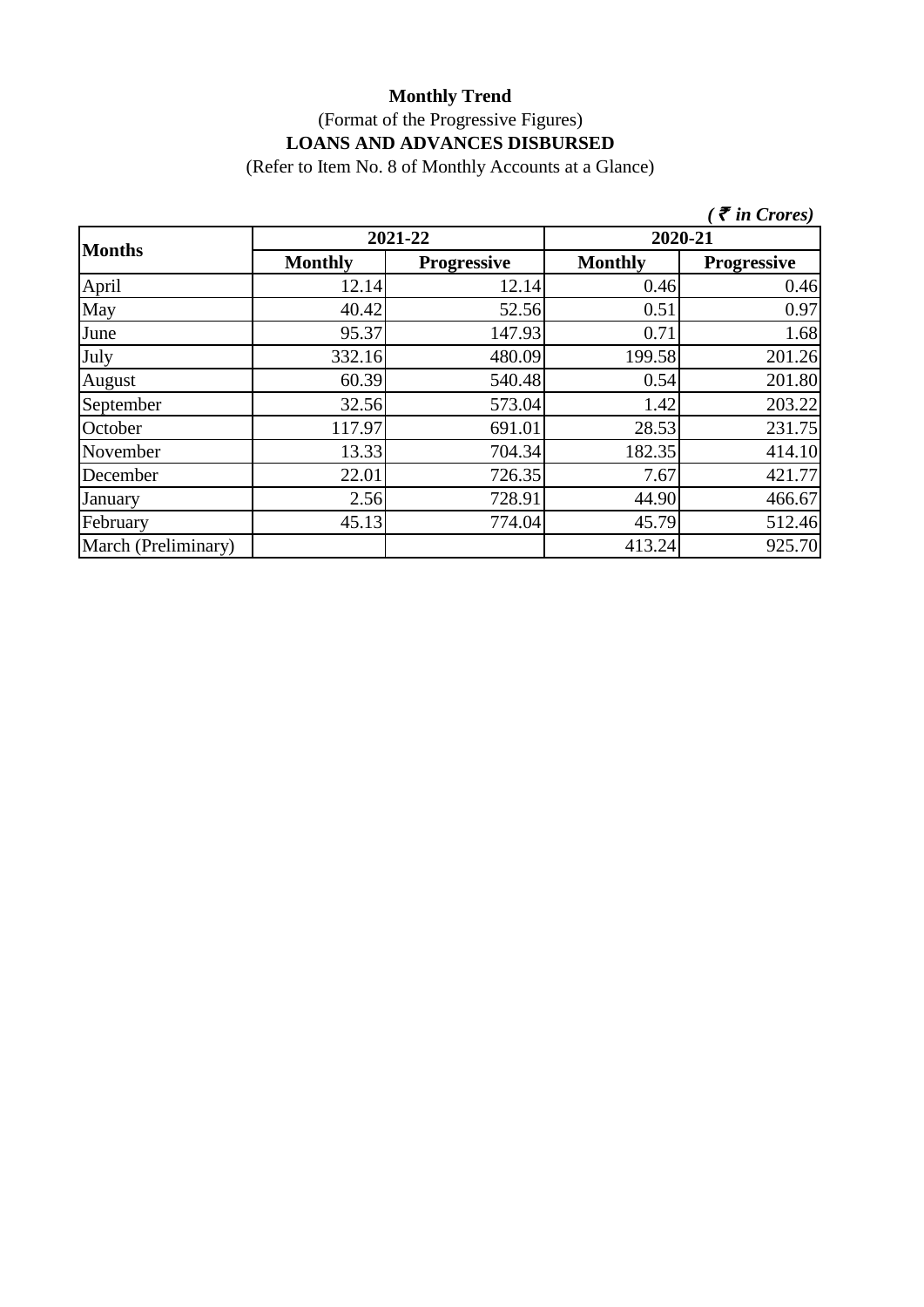**Monthly Trend**

(Format of the Progressive Figures)

**LOANS AND ADVANCES DISBURSED**

(Refer to Item No. 8 of Monthly Accounts at a Glance)

***( ₹ in Crores)***

| Months | 2021-22 | | 2020-21 | |
|---|---|---|---|---|
| | **Monthly** | **Progressive** | **Monthly** | **Progressive** |
| April | 12.14 | 12.14 | 0.46 | 0.46 |
| May | 40.42 | 52.56 | 0.51 | 0.97 |
| June | 95.37 | 147.93 | 0.71 | 1.68 |
| July | 332.16 | 480.09 | 199.58 | 201.26 |
| August | 60.39 | 540.48 | 0.54 | 201.80 |
| September | 32.56 | 573.04 | 1.42 | 203.22 |
| October | 117.97 | 691.01 | 28.53 | 231.75 |
| November | 13.33 | 704.34 | 182.35 | 414.10 |
| December | 22.01 | 726.35 | 7.67 | 421.77 |
| January | 2.56 | 728.91 | 44.90 | 466.67 |
| February | 45.13 | 774.04 | 45.79 | 512.46 |
| March (Preliminary) | | | 413.24 | 925.70 |